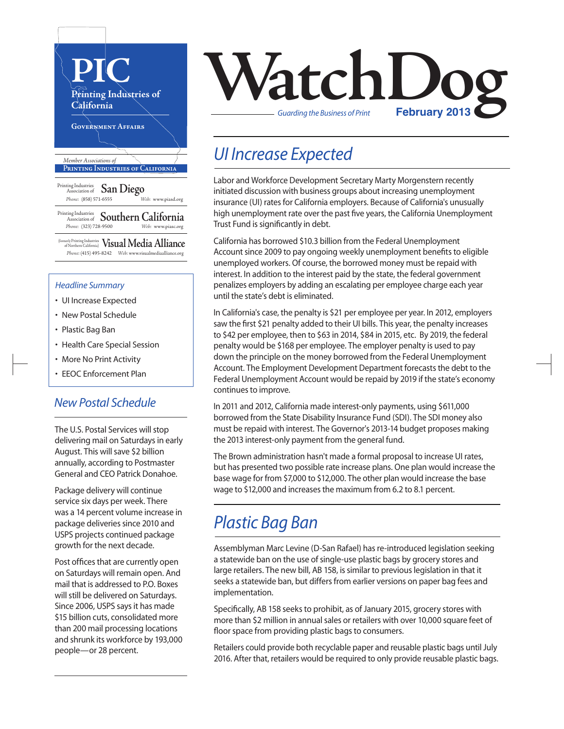# PIC

Printing Industries of California

Government Affairs

*Member Associations of*
**Printing Industries of California**

Printing Industries Association of **San Diego**
*Phone:* (858) 571-6555 *Web:* www.piasd.org

Printing Industries Association of **Southern California**
*Phone:* (323) 728-9500 *Web:* www.piasc.org

(formerly Printing Industries of Northern California) **Visual Media Alliance**
*Phone:* (415) 495-8242 *Web:* www.visualmediaalliance.org

# WatchDog

*Guarding the Business of Print*

**February 2013**

*Headline Summary*

- UI Increase Expected
- New Postal Schedule
- Plastic Bag Ban
- Health Care Special Session
- More No Print Activity
- EEOC Enforcement Plan

## *UI Increase Expected*

Labor and Workforce Development Secretary Marty Morgenstern recently initiated discussion with business groups about increasing unemployment insurance (UI) rates for California employers. Because of California's unusually high unemployment rate over the past five years, the California Unemployment Trust Fund is significantly in debt.

California has borrowed $10.3 billion from the Federal Unemployment Account since 2009 to pay ongoing weekly unemployment benefits to eligible unemployed workers. Of course, the borrowed money must be repaid with interest. In addition to the interest paid by the state, the federal government penalizes employers by adding an escalating per employee charge each year until the state's debt is eliminated.

In California's case, the penalty is $21 per employee per year. In 2012, employers saw the first $21 penalty added to their UI bills. This year, the penalty increases to $42 per employee, then to $63 in 2014, $84 in 2015, etc. By 2019, the federal penalty would be $168 per employee. The employer penalty is used to pay down the principle on the money borrowed from the Federal Unemployment Account. The Employment Development Department forecasts the debt to the Federal Unemployment Account would be repaid by 2019 if the state's economy continues to improve.

In 2011 and 2012, California made interest-only payments, using $611,000 borrowed from the State Disability Insurance Fund (SDI). The SDI money also must be repaid with interest. The Governor's 2013-14 budget proposes making the 2013 interest-only payment from the general fund.

The Brown administration hasn't made a formal proposal to increase UI rates, but has presented two possible rate increase plans. One plan would increase the base wage for from $7,000 to $12,000. The other plan would increase the base wage to $12,000 and increases the maximum from 6.2 to 8.1 percent.

## *New Postal Schedule*

The U.S. Postal Services will stop delivering mail on Saturdays in early August. This will save $2 billion annually, according to Postmaster General and CEO Patrick Donahoe.

Package delivery will continue service six days per week. There was a 14 percent volume increase in package deliveries since 2010 and USPS projects continued package growth for the next decade.

Post offices that are currently open on Saturdays will remain open. And mail that is addressed to P.O. Boxes will still be delivered on Saturdays. Since 2006, USPS says it has made $15 billion cuts, consolidated more than 200 mail processing locations and shrunk its workforce by 193,000 people—or 28 percent.

## *Plastic Bag Ban*

Assemblyman Marc Levine (D-San Rafael) has re-introduced legislation seeking a statewide ban on the use of single-use plastic bags by grocery stores and large retailers. The new bill, AB 158, is similar to previous legislation in that it seeks a statewide ban, but differs from earlier versions on paper bag fees and implementation.

Specifically, AB 158 seeks to prohibit, as of January 2015, grocery stores with more than $2 million in annual sales or retailers with over 10,000 square feet of floor space from providing plastic bags to consumers.

Retailers could provide both recyclable paper and reusable plastic bags until July 2016. After that, retailers would be required to only provide reusable plastic bags.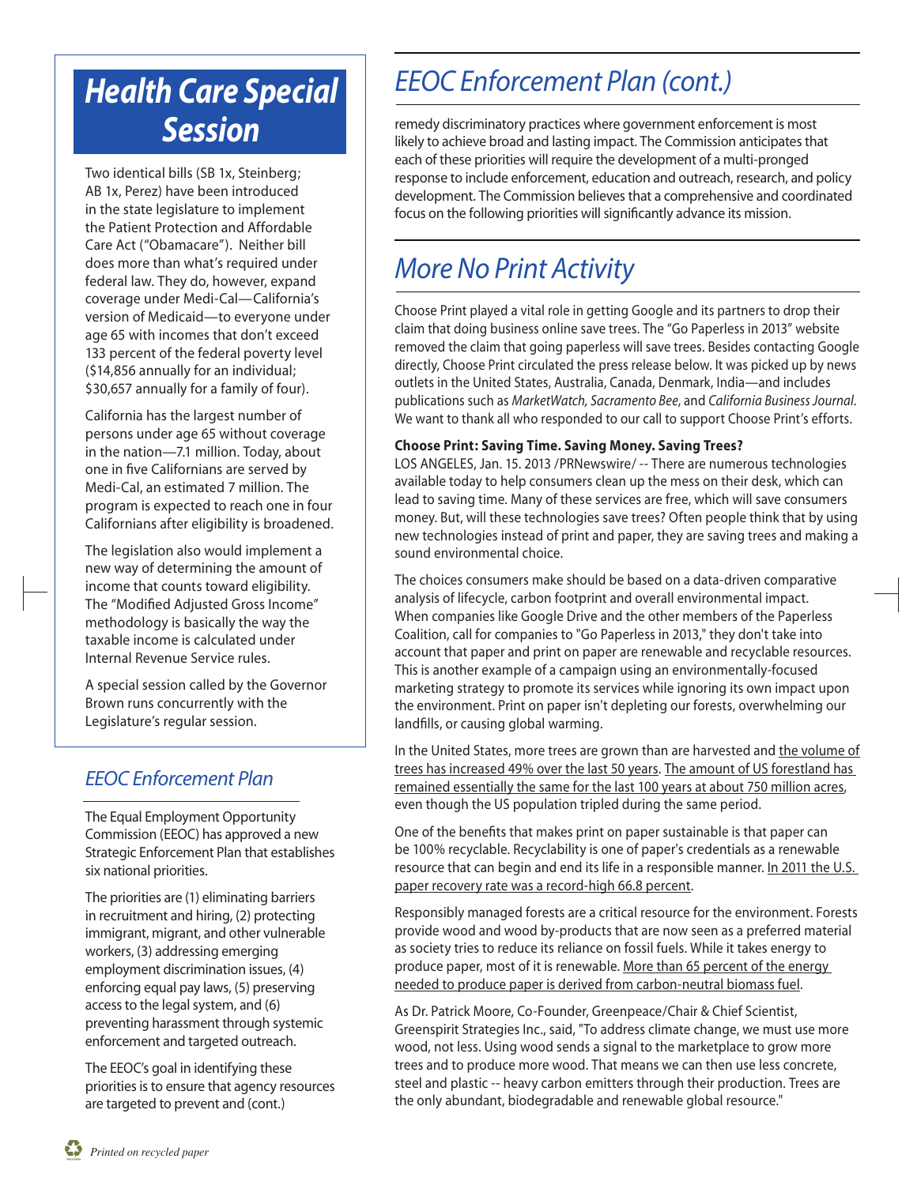# Health Care Special Session

Two identical bills (SB 1x, Steinberg; AB 1x, Perez) have been introduced in the state legislature to implement the Patient Protection and Affordable Care Act ("Obamacare"). Neither bill does more than what's required under federal law. They do, however, expand coverage under Medi-Cal—California's version of Medicaid—to everyone under age 65 with incomes that don't exceed 133 percent of the federal poverty level ($14,856 annually for an individual; $30,657 annually for a family of four).

California has the largest number of persons under age 65 without coverage in the nation—7.1 million. Today, about one in five Californians are served by Medi-Cal, an estimated 7 million. The program is expected to reach one in four Californians after eligibility is broadened.

The legislation also would implement a new way of determining the amount of income that counts toward eligibility. The "Modified Adjusted Gross Income" methodology is basically the way the taxable income is calculated under Internal Revenue Service rules.

A special session called by the Governor Brown runs concurrently with the Legislature's regular session.

## EEOC Enforcement Plan

The Equal Employment Opportunity Commission (EEOC) has approved a new Strategic Enforcement Plan that establishes six national priorities.

The priorities are (1) eliminating barriers in recruitment and hiring, (2) protecting immigrant, migrant, and other vulnerable workers, (3) addressing emerging employment discrimination issues, (4) enforcing equal pay laws, (5) preserving access to the legal system, and (6) preventing harassment through systemic enforcement and targeted outreach.

The EEOC's goal in identifying these priorities is to ensure that agency resources are targeted to prevent and (cont.)

## EEOC Enforcement Plan (cont.)

remedy discriminatory practices where government enforcement is most likely to achieve broad and lasting impact. The Commission anticipates that each of these priorities will require the development of a multi-pronged response to include enforcement, education and outreach, research, and policy development. The Commission believes that a comprehensive and coordinated focus on the following priorities will significantly advance its mission.

## More No Print Activity

Choose Print played a vital role in getting Google and its partners to drop their claim that doing business online save trees. The "Go Paperless in 2013" website removed the claim that going paperless will save trees. Besides contacting Google directly, Choose Print circulated the press release below. It was picked up by news outlets in the United States, Australia, Canada, Denmark, India—and includes publications such as *MarketWatch, Sacramento Bee*, and *California Business Journal*. We want to thank all who responded to our call to support Choose Print's efforts.

**Choose Print: Saving Time. Saving Money. Saving Trees?**

LOS ANGELES, Jan. 15. 2013 /PRNewswire/ -- There are numerous technologies available today to help consumers clean up the mess on their desk, which can lead to saving time. Many of these services are free, which will save consumers money. But, will these technologies save trees? Often people think that by using new technologies instead of print and paper, they are saving trees and making a sound environmental choice.

The choices consumers make should be based on a data-driven comparative analysis of lifecycle, carbon footprint and overall environmental impact. When companies like Google Drive and the other members of the Paperless Coalition, call for companies to "Go Paperless in 2013," they don't take into account that paper and print on paper are renewable and recyclable resources. This is another example of a campaign using an environmentally-focused marketing strategy to promote its services while ignoring its own impact upon the environment. Print on paper isn't depleting our forests, overwhelming our landfills, or causing global warming.

In the United States, more trees are grown than are harvested and the volume of trees has increased 49% over the last 50 years. The amount of US forestland has remained essentially the same for the last 100 years at about 750 million acres, even though the US population tripled during the same period.

One of the benefits that makes print on paper sustainable is that paper can be 100% recyclable. Recyclability is one of paper's credentials as a renewable resource that can begin and end its life in a responsible manner. In 2011 the U.S. paper recovery rate was a record-high 66.8 percent.

Responsibly managed forests are a critical resource for the environment. Forests provide wood and wood by-products that are now seen as a preferred material as society tries to reduce its reliance on fossil fuels. While it takes energy to produce paper, most of it is renewable. More than 65 percent of the energy needed to produce paper is derived from carbon-neutral biomass fuel.

As Dr. Patrick Moore, Co-Founder, Greenpeace/Chair & Chief Scientist, Greenspirit Strategies Inc., said, "To address climate change, we must use more wood, not less. Using wood sends a signal to the marketplace to grow more trees and to produce more wood. That means we can then use less concrete, steel and plastic -- heavy carbon emitters through their production. Trees are the only abundant, biodegradable and renewable global resource."

*Printed on recycled paper*